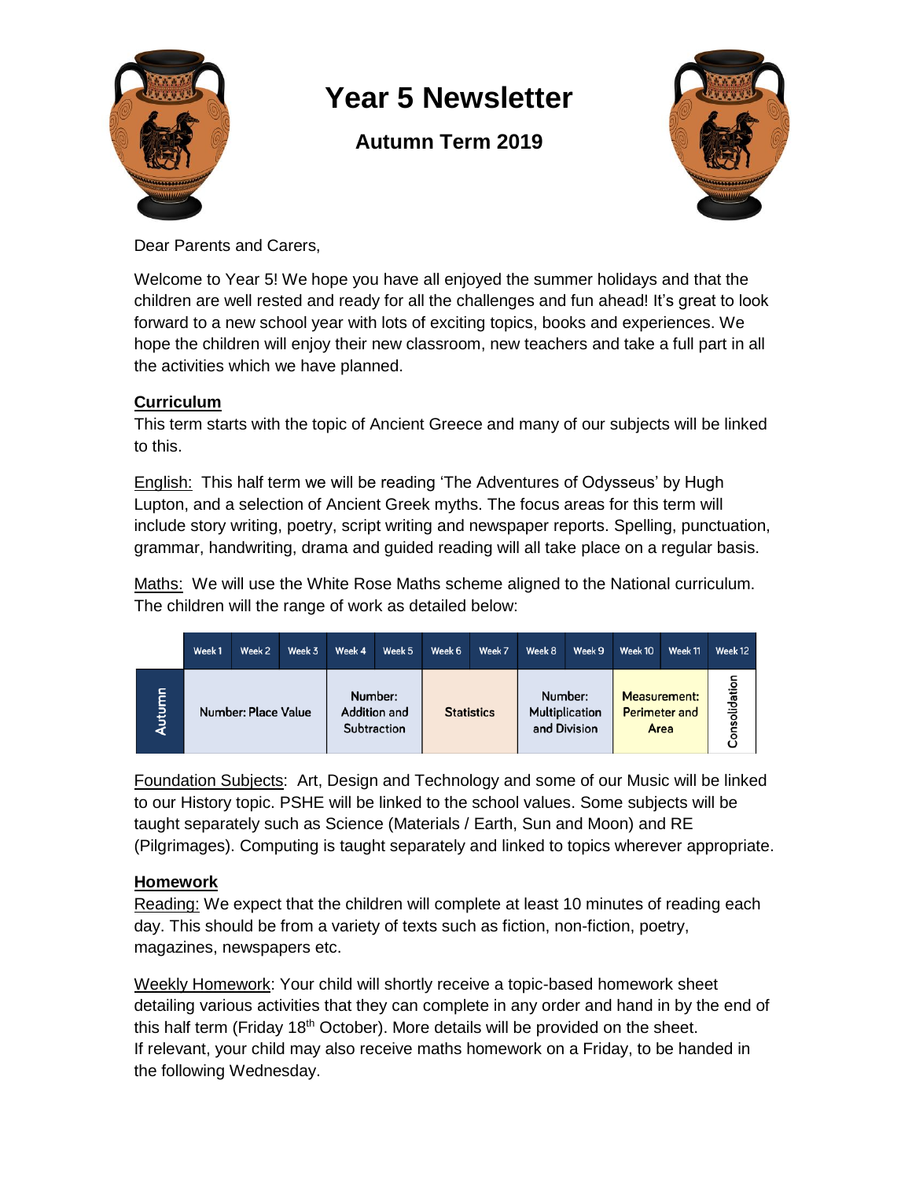# Year 5 Newsletter

## Autumn Term 2019

Dear Parents and Carers,

Welcome to Year 5! We hope you have all enjoyed the summer holidays and that the children are well rested and ready for all the challenges and fun ahead! It's great to look forward to a new school year with lots of exciting topics, books and experiences. We hope the children will enjoy their new classroom, new teachers and take a full part in all the activities which we have planned.

### Curriculum

This term starts with the topic of Ancient Greece and many of our subjects will be linked to this.

English: This half term we will be reading 'The Adventures of Odysseus' by Hugh Lupton, and a selection of Ancient Greek myths. The focus areas for this term will include story writing, poetry, script writing and newspaper reports. Spelling, punctuation, grammar, handwriting, drama and guided reading will all take place on a regular basis.

Maths: We will use the White Rose Maths scheme aligned to the National curriculum. The children will the range of work as detailed below:

| | Week 1 | Week 2 | Week 3 | Week 4 | Week 5 | Week 6 | Week 7 | Week 8 | Week 9 | Week 10 | Week 11 | Week 12 |
|---|---|---|---|---|---|---|---|---|---|---|---|---|
| Autumn | Number: Place Value | | | Number: Addition and Subtraction | | Statistics | | Number: Multiplication and Division | | Measurement: Perimeter and Area | | Consolidation |

Foundation Subjects: Art, Design and Technology and some of our Music will be linked to our History topic. PSHE will be linked to the school values. Some subjects will be taught separately such as Science (Materials / Earth, Sun and Moon) and RE (Pilgrimages). Computing is taught separately and linked to topics wherever appropriate.

### Homework

Reading: We expect that the children will complete at least 10 minutes of reading each day. This should be from a variety of texts such as fiction, non-fiction, poetry, magazines, newspapers etc.

Weekly Homework: Your child will shortly receive a topic-based homework sheet detailing various activities that they can complete in any order and hand in by the end of this half term (Friday 18th October). More details will be provided on the sheet.
If relevant, your child may also receive maths homework on a Friday, to be handed in the following Wednesday.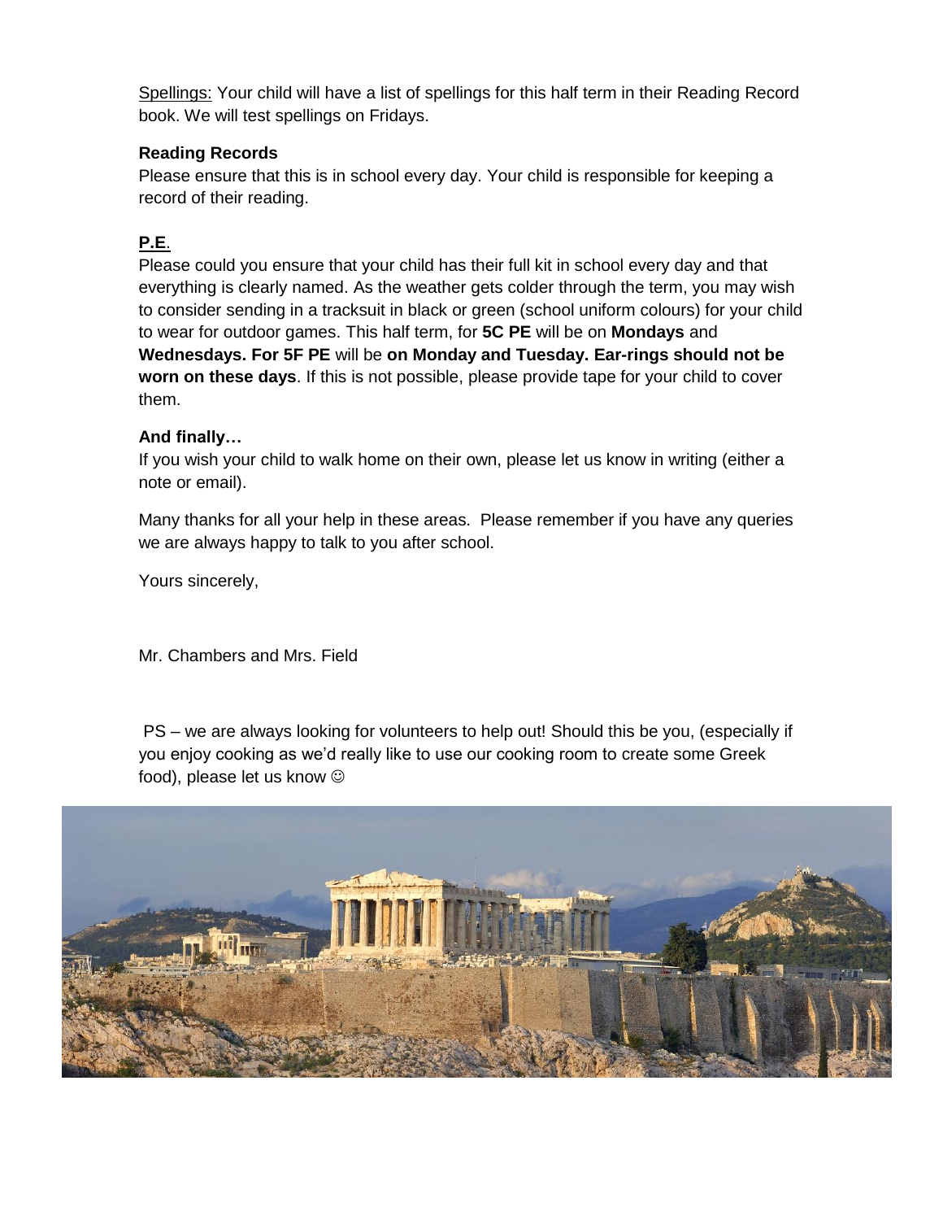<u>Spellings:</u> Your child will have a list of spellings for this half term in their Reading Record book. We will test spellings on Fridays.

**Reading Records**

Please ensure that this is in school every day. Your child is responsible for keeping a record of their reading.

**<u>P.E</u>.**

Please could you ensure that your child has their full kit in school every day and that everything is clearly named. As the weather gets colder through the term, you may wish to consider sending in a tracksuit in black or green (school uniform colours) for your child to wear for outdoor games. This half term, for **5C PE** will be on **Mondays** and **Wednesdays. For 5F PE** will be **on Monday and Tuesday. Ear-rings should not be worn on these days**. If this is not possible, please provide tape for your child to cover them.

**And finally…**

If you wish your child to walk home on their own, please let us know in writing (either a note or email).

Many thanks for all your help in these areas. Please remember if you have any queries we are always happy to talk to you after school.

Yours sincerely,

Mr. Chambers and Mrs. Field

PS – we are always looking for volunteers to help out! Should this be you, (especially if you enjoy cooking as we'd really like to use our cooking room to create some Greek food), please let us know ☺